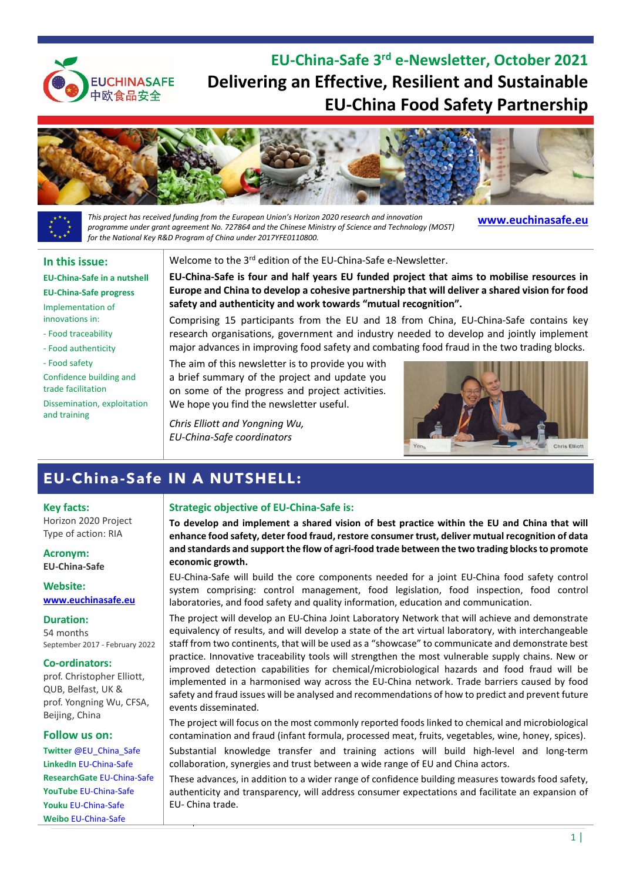# EU-China-Safe 3rd e-Newsletter, October 2021

# Delivering an Effective, Resilient and Sustainable EU-China Food Safety Partnership

*This project has received funding from the European Union's Horizon 2020 research and innovation programme under grant agreement No. 727864 and the Chinese Ministry of Science and Technology (MOST) for the National Key R&D Program of China under 2017YFE0110800.*

**www.euchinasafe.eu**

### In this issue:

- **EU-China-Safe in a nutshell**
- **EU-China-Safe progress**
- Implementation of innovations in:
  - Food traceability
  - Food authenticity
  - Food safety
- Confidence building and trade facilitation
- Dissemination, exploitation and training

Welcome to the 3rd edition of the EU-China-Safe e-Newsletter.

**EU-China-Safe is four and half years EU funded project that aims to mobilise resources in Europe and China to develop a cohesive partnership that will deliver a shared vision for food safety and authenticity and work towards "mutual recognition".**

Comprising 15 participants from the EU and 18 from China, EU-China-Safe contains key research organisations, government and industry needed to develop and jointly implement major advances in improving food safety and combating food fraud in the two trading blocks.

The aim of this newsletter is to provide you with a brief summary of the project and update you on some of the progress and project activities. We hope you find the newsletter useful.

*Chris Elliott and Yongning Wu,*
*EU-China-Safe coordinators*

## EU-China-Safe IN A NUTSHELL:

### Key facts:
Horizon 2020 Project
Type of action: RIA

### Acronym:
**EU-China-Safe**

### Website:
**www.euchinasafe.eu**

### Duration:
54 months
September 2017 - February 2022

### Co-ordinators:
prof. Christopher Elliott, QUB, Belfast, UK &
prof. Yongning Wu, CFSA, Beijing, China

### Follow us on:
**Twitter** @EU_China_Safe
**LinkedIn** EU-China-Safe
**ResearchGate** EU-China-Safe
**YouTube** EU-China-Safe
**Youku** EU-China-Safe
**Weibo** EU-China-Safe

### Strategic objective of EU-China-Safe is:

**To develop and implement a shared vision of best practice within the EU and China that will enhance food safety, deter food fraud, restore consumer trust, deliver mutual recognition of data and standards and support the flow of agri-food trade between the two trading blocks to promote economic growth.**

EU-China-Safe will build the core components needed for a joint EU-China food safety control system comprising: control management, food legislation, food inspection, food control laboratories, and food safety and quality information, education and communication.

The project will develop an EU-China Joint Laboratory Network that will achieve and demonstrate equivalency of results, and will develop a state of the art virtual laboratory, with interchangeable staff from two continents, that will be used as a "showcase" to communicate and demonstrate best practice. Innovative traceability tools will strengthen the most vulnerable supply chains. New or improved detection capabilities for chemical/microbiological hazards and food fraud will be implemented in a harmonised way across the EU-China network. Trade barriers caused by food safety and fraud issues will be analysed and recommendations of how to predict and prevent future events disseminated.

The project will focus on the most commonly reported foods linked to chemical and microbiological contamination and fraud (infant formula, processed meat, fruits, vegetables, wine, honey, spices).

Substantial knowledge transfer and training actions will build high-level and long-term collaboration, synergies and trust between a wide range of EU and China actors.

These advances, in addition to a wider range of confidence building measures towards food safety, authenticity and transparency, will address consumer expectations and facilitate an expansion of EU- China trade.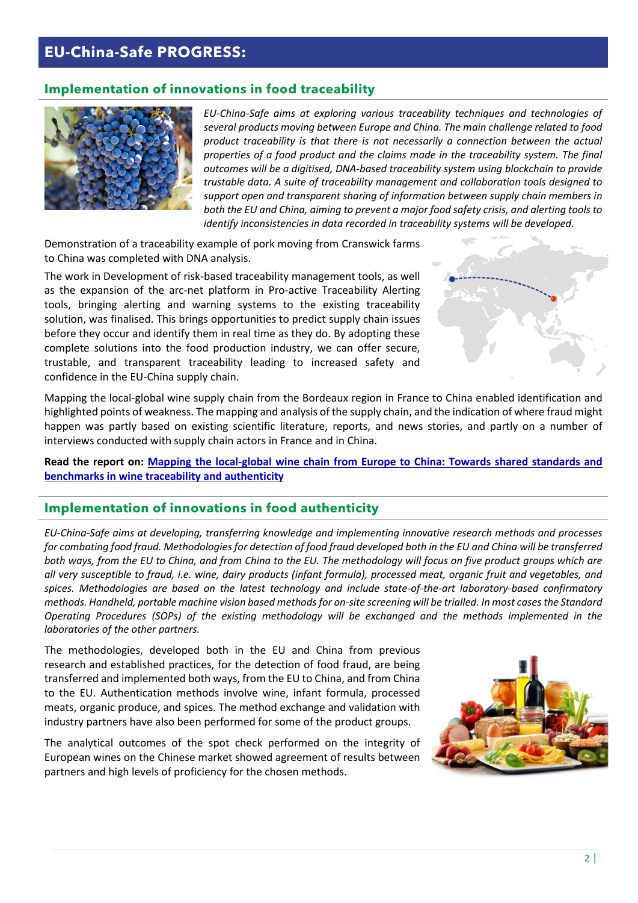# EU-China-Safe PROGRESS:

## Implementation of innovations in food traceability

*EU-China-Safe aims at exploring various traceability techniques and technologies of several products moving between Europe and China. The main challenge related to food product traceability is that there is not necessarily a connection between the actual properties of a food product and the claims made in the traceability system. The final outcomes will be a digitised, DNA-based traceability system using blockchain to provide trustable data. A suite of traceability management and collaboration tools designed to support open and transparent sharing of information between supply chain members in both the EU and China, aiming to prevent a major food safety crisis, and alerting tools to identify inconsistencies in data recorded in traceability systems will be developed.*

Demonstration of a traceability example of pork moving from Cranswick farms to China was completed with DNA analysis.

The work in Development of risk-based traceability management tools, as well as the expansion of the arc-net platform in Pro-active Traceability Alerting tools, bringing alerting and warning systems to the existing traceability solution, was finalised. This brings opportunities to predict supply chain issues before they occur and identify them in real time as they do. By adopting these complete solutions into the food production industry, we can offer secure, trustable, and transparent traceability leading to increased safety and confidence in the EU-China supply chain.

Mapping the local-global wine supply chain from the Bordeaux region in France to China enabled identification and highlighted points of weakness. The mapping and analysis of the supply chain, and the indication of where fraud might happen was partly based on existing scientific literature, reports, and news stories, and partly on a number of interviews conducted with supply chain actors in France and in China.

**Read the report on: Mapping the local-global wine chain from Europe to China: Towards shared standards and benchmarks in wine traceability and authenticity**

## Implementation of innovations in food authenticity

*EU-China-Safe aims at developing, transferring knowledge and implementing innovative research methods and processes for combating food fraud. Methodologies for detection of food fraud developed both in the EU and China will be transferred both ways, from the EU to China, and from China to the EU. The methodology will focus on five product groups which are all very susceptible to fraud, i.e. wine, dairy products (infant formula), processed meat, organic fruit and vegetables, and spices. Methodologies are based on the latest technology and include state-of-the-art laboratory-based confirmatory methods. Handheld, portable machine vision based methods for on-site screening will be trialled. In most cases the Standard Operating Procedures (SOPs) of the existing methodology will be exchanged and the methods implemented in the laboratories of the other partners.*

The methodologies, developed both in the EU and China from previous research and established practices, for the detection of food fraud, are being transferred and implemented both ways, from the EU to China, and from China to the EU. Authentication methods involve wine, infant formula, processed meats, organic produce, and spices. The method exchange and validation with industry partners have also been performed for some of the product groups.

The analytical outcomes of the spot check performed on the integrity of European wines on the Chinese market showed agreement of results between partners and high levels of proficiency for the chosen methods.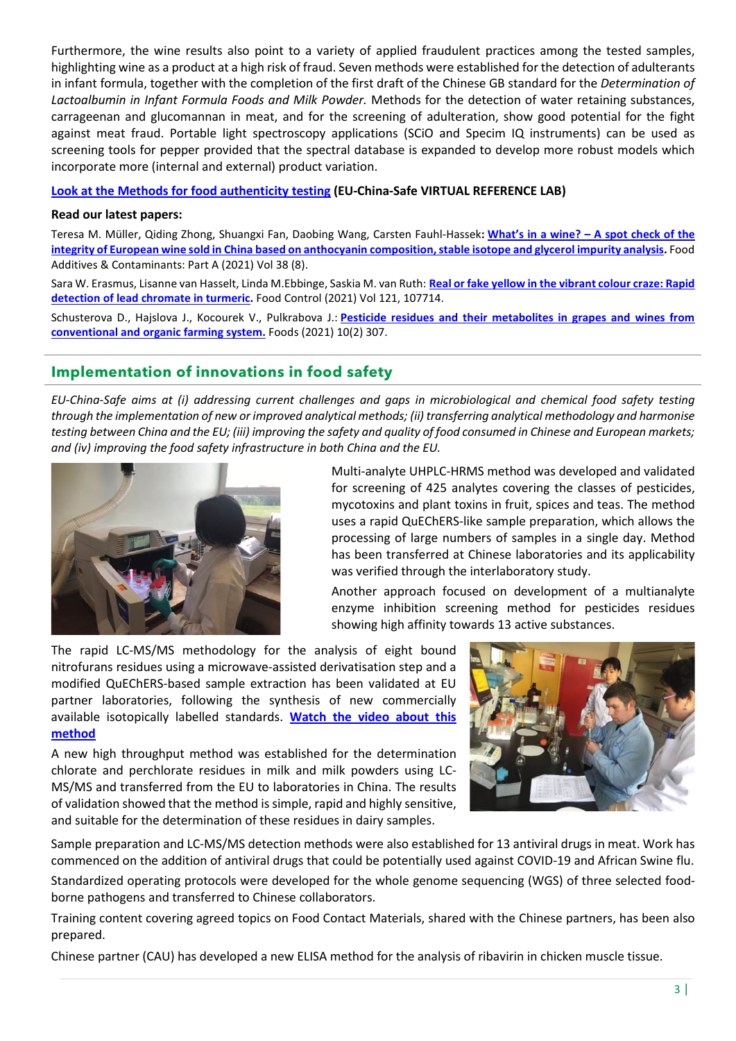Furthermore, the wine results also point to a variety of applied fraudulent practices among the tested samples, highlighting wine as a product at a high risk of fraud. Seven methods were established for the detection of adulterants in infant formula, together with the completion of the first draft of the Chinese GB standard for the *Determination of Lactoalbumin in Infant Formula Foods and Milk Powder.* Methods for the detection of water retaining substances, carrageenan and glucomannan in meat, and for the screening of adulteration, show good potential for the fight against meat fraud. Portable light spectroscopy applications (SCiO and Specim IQ instruments) can be used as screening tools for pepper provided that the spectral database is expanded to develop more robust models which incorporate more (internal and external) product variation.

**Look at the Methods for food authenticity testing (EU-China-Safe VIRTUAL REFERENCE LAB)**

**Read our latest papers:**

Teresa M. Müller, Qiding Zhong, Shuangxi Fan, Daobing Wang, Carsten Fauhl-Hassek**: What's in a wine? – A spot check of the integrity of European wine sold in China based on anthocyanin composition, stable isotope and glycerol impurity analysis.** Food Additives & Contaminants: Part A (2021) Vol 38 (8).

Sara W. Erasmus, Lisanne van Hasselt, Linda M.Ebbinge, Saskia M. van Ruth: **Real or fake yellow in the vibrant colour craze: Rapid detection of lead chromate in turmeric.** Food Control (2021) Vol 121, 107714.

Schusterova D., Hajslova J., Kocourek V., Pulkrabova J.: **Pesticide residues and their metabolites in grapes and wines from conventional and organic farming system.** Foods (2021) 10(2) 307.

## Implementation of innovations in food safety

*EU-China-Safe aims at (i) addressing current challenges and gaps in microbiological and chemical food safety testing through the implementation of new or improved analytical methods; (ii) transferring analytical methodology and harmonise testing between China and the EU; (iii) improving the safety and quality of food consumed in Chinese and European markets; and (iv) improving the food safety infrastructure in both China and the EU.*

Multi-analyte UHPLC-HRMS method was developed and validated for screening of 425 analytes covering the classes of pesticides, mycotoxins and plant toxins in fruit, spices and teas. The method uses a rapid QuEChERS-like sample preparation, which allows the processing of large numbers of samples in a single day. Method has been transferred at Chinese laboratories and its applicability was verified through the interlaboratory study.

Another approach focused on development of a multianalyte enzyme inhibition screening method for pesticides residues showing high affinity towards 13 active substances.

The rapid LC-MS/MS methodology for the analysis of eight bound nitrofurans residues using a microwave-assisted derivatisation step and a modified QuEChERS-based sample extraction has been validated at EU partner laboratories, following the synthesis of new commercially available isotopically labelled standards. **Watch the video about this method**

A new high throughput method was established for the determination chlorate and perchlorate residues in milk and milk powders using LC-MS/MS and transferred from the EU to laboratories in China. The results of validation showed that the method is simple, rapid and highly sensitive, and suitable for the determination of these residues in dairy samples.

Sample preparation and LC-MS/MS detection methods were also established for 13 antiviral drugs in meat. Work has commenced on the addition of antiviral drugs that could be potentially used against COVID-19 and African Swine flu.

Standardized operating protocols were developed for the whole genome sequencing (WGS) of three selected food-borne pathogens and transferred to Chinese collaborators.

Training content covering agreed topics on Food Contact Materials, shared with the Chinese partners, has been also prepared.

Chinese partner (CAU) has developed a new ELISA method for the analysis of ribavirin in chicken muscle tissue.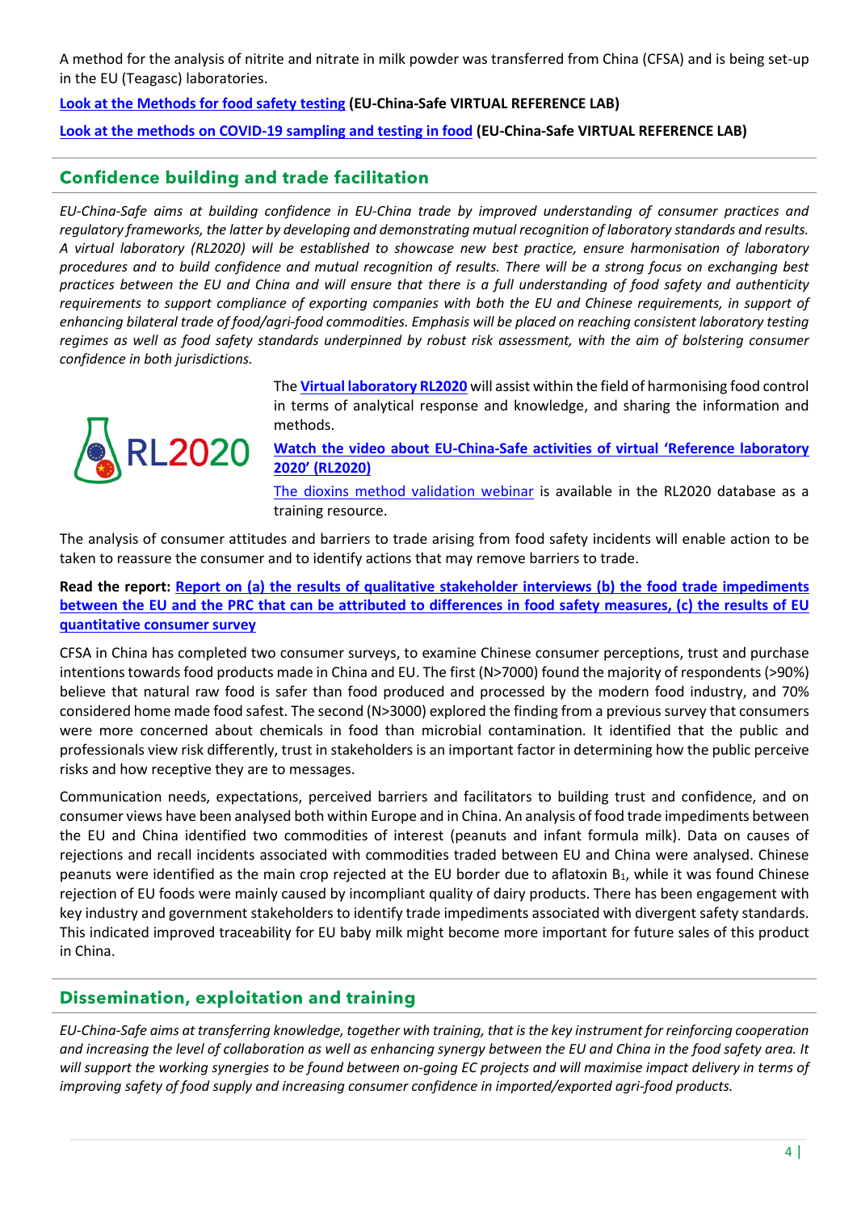A method for the analysis of nitrite and nitrate in milk powder was transferred from China (CFSA) and is being set-up in the EU (Teagasc) laboratories.

**Look at the Methods for food safety testing (EU-China-Safe VIRTUAL REFERENCE LAB)**

**Look at the methods on COVID-19 sampling and testing in food (EU-China-Safe VIRTUAL REFERENCE LAB)**

## Confidence building and trade facilitation

*EU-China-Safe aims at building confidence in EU-China trade by improved understanding of consumer practices and regulatory frameworks, the latter by developing and demonstrating mutual recognition of laboratory standards and results. A virtual laboratory (RL2020) will be established to showcase new best practice, ensure harmonisation of laboratory procedures and to build confidence and mutual recognition of results. There will be a strong focus on exchanging best practices between the EU and China and will ensure that there is a full understanding of food safety and authenticity requirements to support compliance of exporting companies with both the EU and Chinese requirements, in support of enhancing bilateral trade of food/agri-food commodities. Emphasis will be placed on reaching consistent laboratory testing regimes as well as food safety standards underpinned by robust risk assessment, with the aim of bolstering consumer confidence in both jurisdictions.*

The **Virtual laboratory RL2020** will assist within the field of harmonising food control in terms of analytical response and knowledge, and sharing the information and methods.

**Watch the video about EU-China-Safe activities of virtual 'Reference laboratory 2020' (RL2020)**

The dioxins method validation webinar is available in the RL2020 database as a training resource.

The analysis of consumer attitudes and barriers to trade arising from food safety incidents will enable action to be taken to reassure the consumer and to identify actions that may remove barriers to trade.

**Read the report: Report on (a) the results of qualitative stakeholder interviews (b) the food trade impediments between the EU and the PRC that can be attributed to differences in food safety measures, (c) the results of EU quantitative consumer survey**

CFSA in China has completed two consumer surveys, to examine Chinese consumer perceptions, trust and purchase intentions towards food products made in China and EU. The first (N>7000) found the majority of respondents (>90%) believe that natural raw food is safer than food produced and processed by the modern food industry, and 70% considered home made food safest. The second (N>3000) explored the finding from a previous survey that consumers were more concerned about chemicals in food than microbial contamination. It identified that the public and professionals view risk differently, trust in stakeholders is an important factor in determining how the public perceive risks and how receptive they are to messages.

Communication needs, expectations, perceived barriers and facilitators to building trust and confidence, and on consumer views have been analysed both within Europe and in China. An analysis of food trade impediments between the EU and China identified two commodities of interest (peanuts and infant formula milk). Data on causes of rejections and recall incidents associated with commodities traded between EU and China were analysed. Chinese peanuts were identified as the main crop rejected at the EU border due to aflatoxin $B_1$, while it was found Chinese rejection of EU foods were mainly caused by incompliant quality of dairy products. There has been engagement with key industry and government stakeholders to identify trade impediments associated with divergent safety standards. This indicated improved traceability for EU baby milk might become more important for future sales of this product in China.

## Dissemination, exploitation and training

*EU-China-Safe aims at transferring knowledge, together with training, that is the key instrument for reinforcing cooperation and increasing the level of collaboration as well as enhancing synergy between the EU and China in the food safety area. It will support the working synergies to be found between on-going EC projects and will maximise impact delivery in terms of improving safety of food supply and increasing consumer confidence in imported/exported agri-food products.*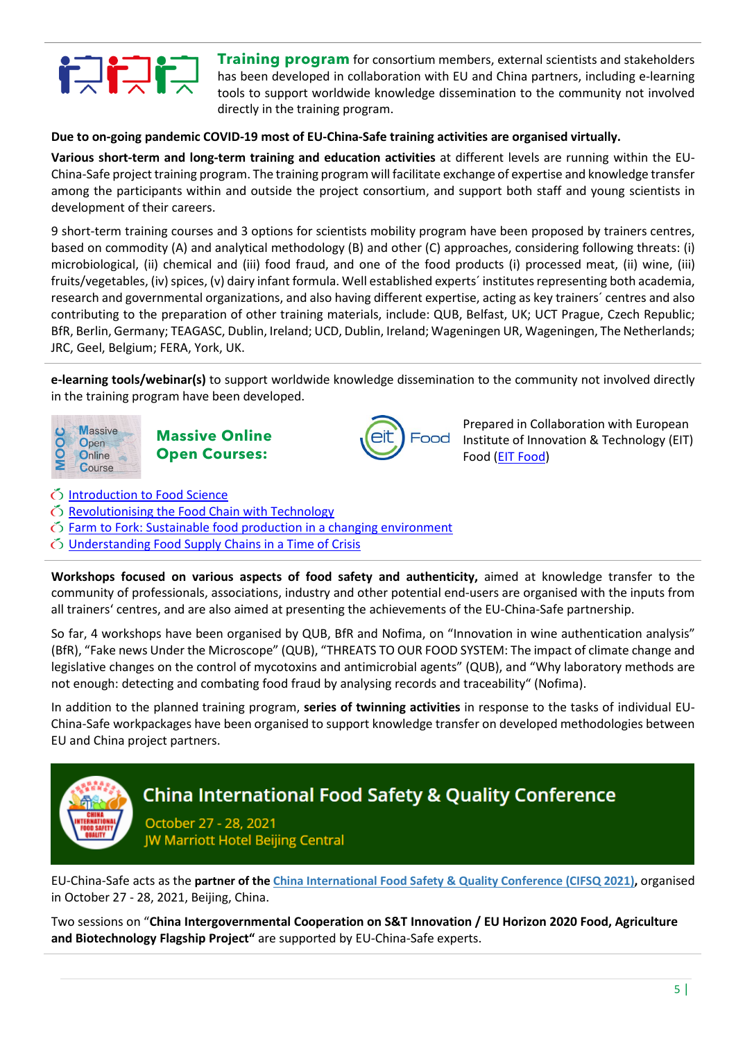**Training program** for consortium members, external scientists and stakeholders has been developed in collaboration with EU and China partners, including e-learning tools to support worldwide knowledge dissemination to the community not involved directly in the training program.

**Due to on-going pandemic COVID-19 most of EU-China-Safe training activities are organised virtually.**

**Various short-term and long-term training and education activities** at different levels are running within the EU-China-Safe project training program. The training program will facilitate exchange of expertise and knowledge transfer among the participants within and outside the project consortium, and support both staff and young scientists in development of their careers.

9 short-term training courses and 3 options for scientists mobility program have been proposed by trainers centres, based on commodity (A) and analytical methodology (B) and other (C) approaches, considering following threats: (i) microbiological, (ii) chemical and (iii) food fraud, and one of the food products (i) processed meat, (ii) wine, (iii) fruits/vegetables, (iv) spices, (v) dairy infant formula. Well established experts´ institutes representing both academia, research and governmental organizations, and also having different expertise, acting as key trainers´ centres and also contributing to the preparation of other training materials, include: QUB, Belfast, UK; UCT Prague, Czech Republic; BfR, Berlin, Germany; TEAGASC, Dublin, Ireland; UCD, Dublin, Ireland; Wageningen UR, Wageningen, The Netherlands; JRC, Geel, Belgium; FERA, York, UK.

**e-learning tools/webinar(s)** to support worldwide knowledge dissemination to the community not involved directly in the training program have been developed.

**Massive Online Open Courses:**

Prepared in Collaboration with European Institute of Innovation & Technology (EIT) Food (EIT Food)

- Introduction to Food Science
- Revolutionising the Food Chain with Technology
- Farm to Fork: Sustainable food production in a changing environment
- Understanding Food Supply Chains in a Time of Crisis

**Workshops focused on various aspects of food safety and authenticity,** aimed at knowledge transfer to the community of professionals, associations, industry and other potential end-users are organised with the inputs from all trainers' centres, and are also aimed at presenting the achievements of the EU-China-Safe partnership.

So far, 4 workshops have been organised by QUB, BfR and Nofima, on "Innovation in wine authentication analysis" (BfR), "Fake news Under the Microscope" (QUB), "THREATS TO OUR FOOD SYSTEM: The impact of climate change and legislative changes on the control of mycotoxins and antimicrobial agents" (QUB), and "Why laboratory methods are not enough: detecting and combating food fraud by analysing records and traceability" (Nofima).

In addition to the planned training program, **series of twinning activities** in response to the tasks of individual EU-China-Safe workpackages have been organised to support knowledge transfer on developed methodologies between EU and China project partners.

## China International Food Safety & Quality Conference

October 27 - 28, 2021
JW Marriott Hotel Beijing Central

EU-China-Safe acts as the **partner of the China International Food Safety & Quality Conference (CIFSQ 2021)**, organised in October 27 - 28, 2021, Beijing, China.

Two sessions on "**China Intergovernmental Cooperation on S&T Innovation / EU Horizon 2020 Food, Agriculture and Biotechnology Flagship Project"** are supported by EU-China-Safe experts.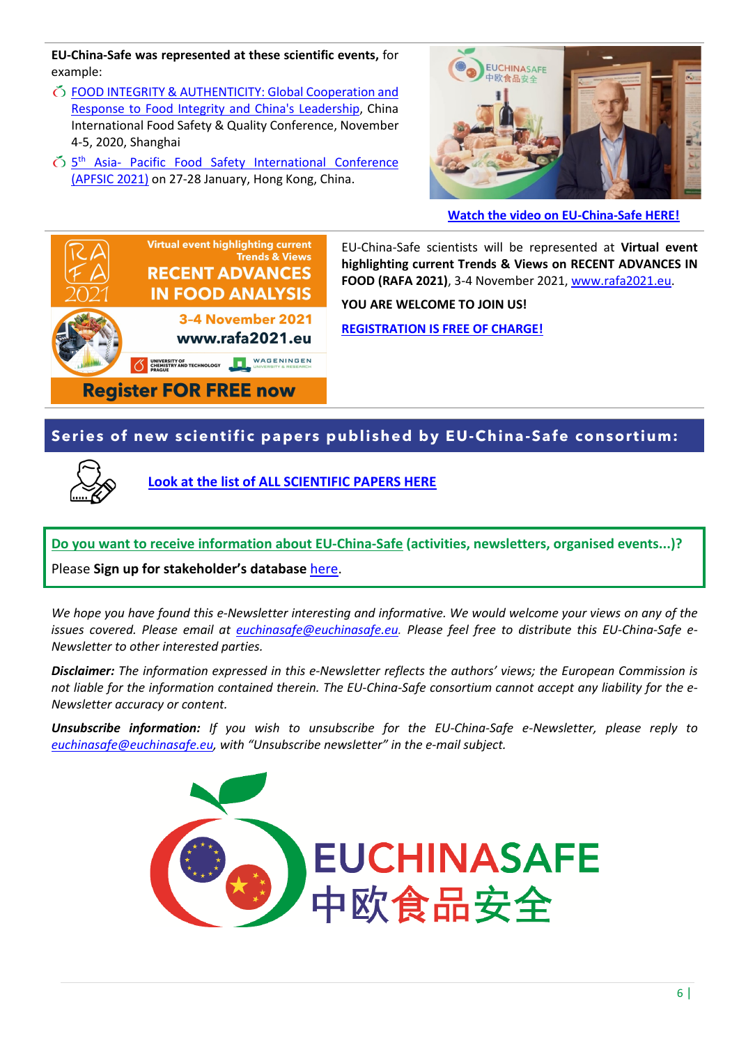**EU-China-Safe was represented at these scientific events,** for example:

- FOOD INTEGRITY & AUTHENTICITY: Global Cooperation and Response to Food Integrity and China's Leadership, China International Food Safety & Quality Conference, November 4-5, 2020, Shanghai
- 5th Asia- Pacific Food Safety International Conference (APFSIC 2021) on 27-28 January, Hong Kong, China.

**Watch the video on EU-China-Safe HERE!**

EU-China-Safe scientists will be represented at **Virtual event highlighting current Trends & Views on RECENT ADVANCES IN FOOD (RAFA 2021)**, 3-4 November 2021, www.rafa2021.eu.

**YOU ARE WELCOME TO JOIN US!**

**REGISTRATION IS FREE OF CHARGE!**

## Series of new scientific papers published by EU-China-Safe consortium:

**Look at the list of ALL SCIENTIFIC PAPERS HERE**

**Do you want to receive information about EU-China-Safe (activities, newsletters, organised events...)?**

Please **Sign up for stakeholder's database** here.

*We hope you have found this e-Newsletter interesting and informative. We would welcome your views on any of the issues covered. Please email at euchinasafe@euchinasafe.eu. Please feel free to distribute this EU-China-Safe e-Newsletter to other interested parties.*

***Disclaimer:*** *The information expressed in this e-Newsletter reflects the authors' views; the European Commission is not liable for the information contained therein. The EU-China-Safe consortium cannot accept any liability for the e-Newsletter accuracy or content.*

***Unsubscribe information:*** *If you wish to unsubscribe for the EU-China-Safe e-Newsletter, please reply to euchinasafe@euchinasafe.eu, with "Unsubscribe newsletter" in the e-mail subject.*

EUCHINASAFE
中欧食品安全